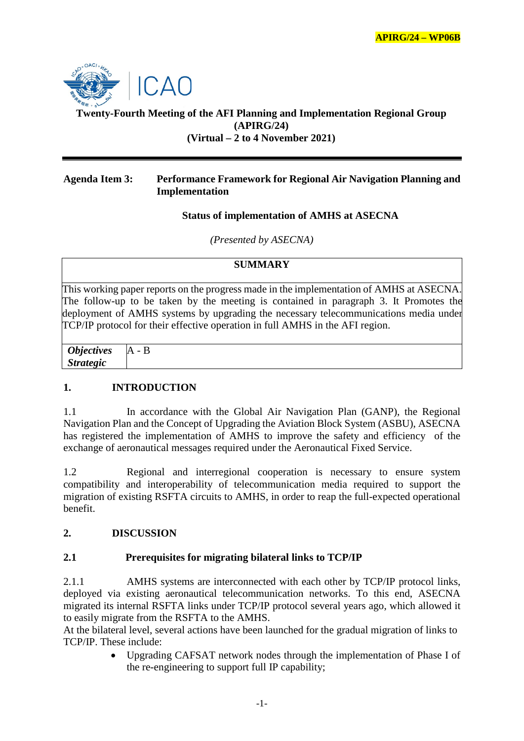**APIRG/24 – WP06B**

**Twenty-Fourth Meeting of the AFI Planning and Implementation Regional Group (APIRG/24)**
**(Virtual – 2 to 4 November 2021)**

---

**Agenda Item 3: Performance Framework for Regional Air Navigation Planning and Implementation**

**Status of implementation of AMHS at ASECNA**

*(Presented by ASECNA)*

| **SUMMARY** | |
|---|---|
| This working paper reports on the progress made in the implementation of AMHS at ASECNA. The follow-up to be taken by the meeting is contained in paragraph 3. It Promotes the deployment of AMHS systems by upgrading the necessary telecommunications media under TCP/IP protocol for their effective operation in full AMHS in the AFI region. | |
| ***Objectives Strategic*** | A - B |

## 1. INTRODUCTION

1.1 In accordance with the Global Air Navigation Plan (GANP), the Regional Navigation Plan and the Concept of Upgrading the Aviation Block System (ASBU), ASECNA has registered the implementation of AMHS to improve the safety and efficiency of the exchange of aeronautical messages required under the Aeronautical Fixed Service.

1.2 Regional and interregional cooperation is necessary to ensure system compatibility and interoperability of telecommunication media required to support the migration of existing RSFTA circuits to AMHS, in order to reap the full-expected operational benefit.

## 2. DISCUSSION

### 2.1 Prerequisites for migrating bilateral links to TCP/IP

2.1.1 AMHS systems are interconnected with each other by TCP/IP protocol links, deployed via existing aeronautical telecommunication networks. To this end, ASECNA migrated its internal RSFTA links under TCP/IP protocol several years ago, which allowed it to easily migrate from the RSFTA to the AMHS.
At the bilateral level, several actions have been launched for the gradual migration of links to TCP/IP. These include:

- Upgrading CAFSAT network nodes through the implementation of Phase I of the re-engineering to support full IP capability;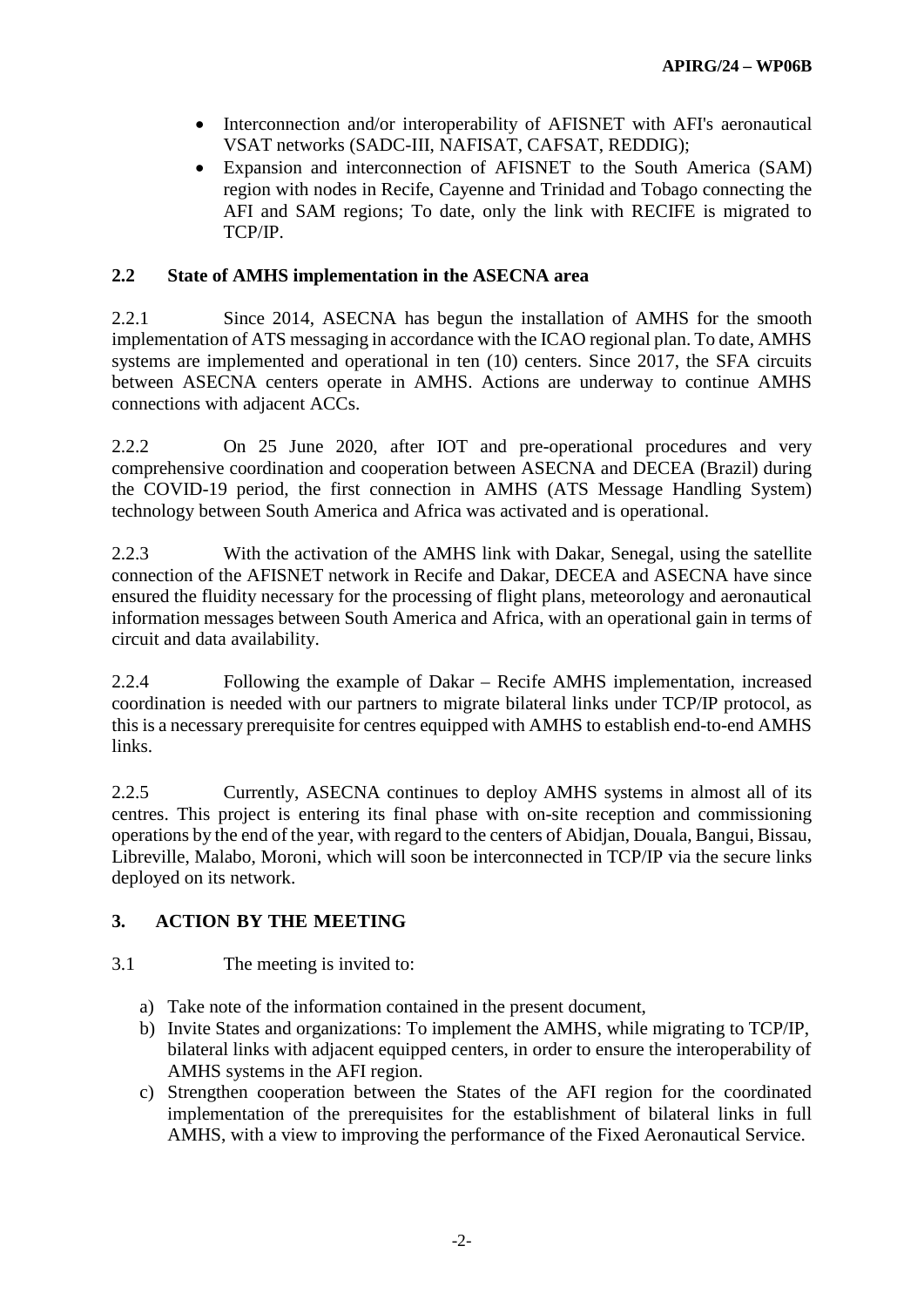- Interconnection and/or interoperability of AFISNET with AFI's aeronautical VSAT networks (SADC-III, NAFISAT, CAFSAT, REDDIG);
- Expansion and interconnection of AFISNET to the South America (SAM) region with nodes in Recife, Cayenne and Trinidad and Tobago connecting the AFI and SAM regions; To date, only the link with RECIFE is migrated to TCP/IP.

## 2.2 State of AMHS implementation in the ASECNA area

2.2.1 Since 2014, ASECNA has begun the installation of AMHS for the smooth implementation of ATS messaging in accordance with the ICAO regional plan. To date, AMHS systems are implemented and operational in ten (10) centers. Since 2017, the SFA circuits between ASECNA centers operate in AMHS. Actions are underway to continue AMHS connections with adjacent ACCs.

2.2.2 On 25 June 2020, after IOT and pre-operational procedures and very comprehensive coordination and cooperation between ASECNA and DECEA (Brazil) during the COVID-19 period, the first connection in AMHS (ATS Message Handling System) technology between South America and Africa was activated and is operational.

2.2.3 With the activation of the AMHS link with Dakar, Senegal, using the satellite connection of the AFISNET network in Recife and Dakar, DECEA and ASECNA have since ensured the fluidity necessary for the processing of flight plans, meteorology and aeronautical information messages between South America and Africa, with an operational gain in terms of circuit and data availability.

2.2.4 Following the example of Dakar – Recife AMHS implementation, increased coordination is needed with our partners to migrate bilateral links under TCP/IP protocol, as this is a necessary prerequisite for centres equipped with AMHS to establish end-to-end AMHS links.

2.2.5 Currently, ASECNA continues to deploy AMHS systems in almost all of its centres. This project is entering its final phase with on-site reception and commissioning operations by the end of the year, with regard to the centers of Abidjan, Douala, Bangui, Bissau, Libreville, Malabo, Moroni, which will soon be interconnected in TCP/IP via the secure links deployed on its network.

# 3. ACTION BY THE MEETING

3.1 The meeting is invited to:

a) Take note of the information contained in the present document,
b) Invite States and organizations: To implement the AMHS, while migrating to TCP/IP, bilateral links with adjacent equipped centers, in order to ensure the interoperability of AMHS systems in the AFI region.
c) Strengthen cooperation between the States of the AFI region for the coordinated implementation of the prerequisites for the establishment of bilateral links in full AMHS, with a view to improving the performance of the Fixed Aeronautical Service.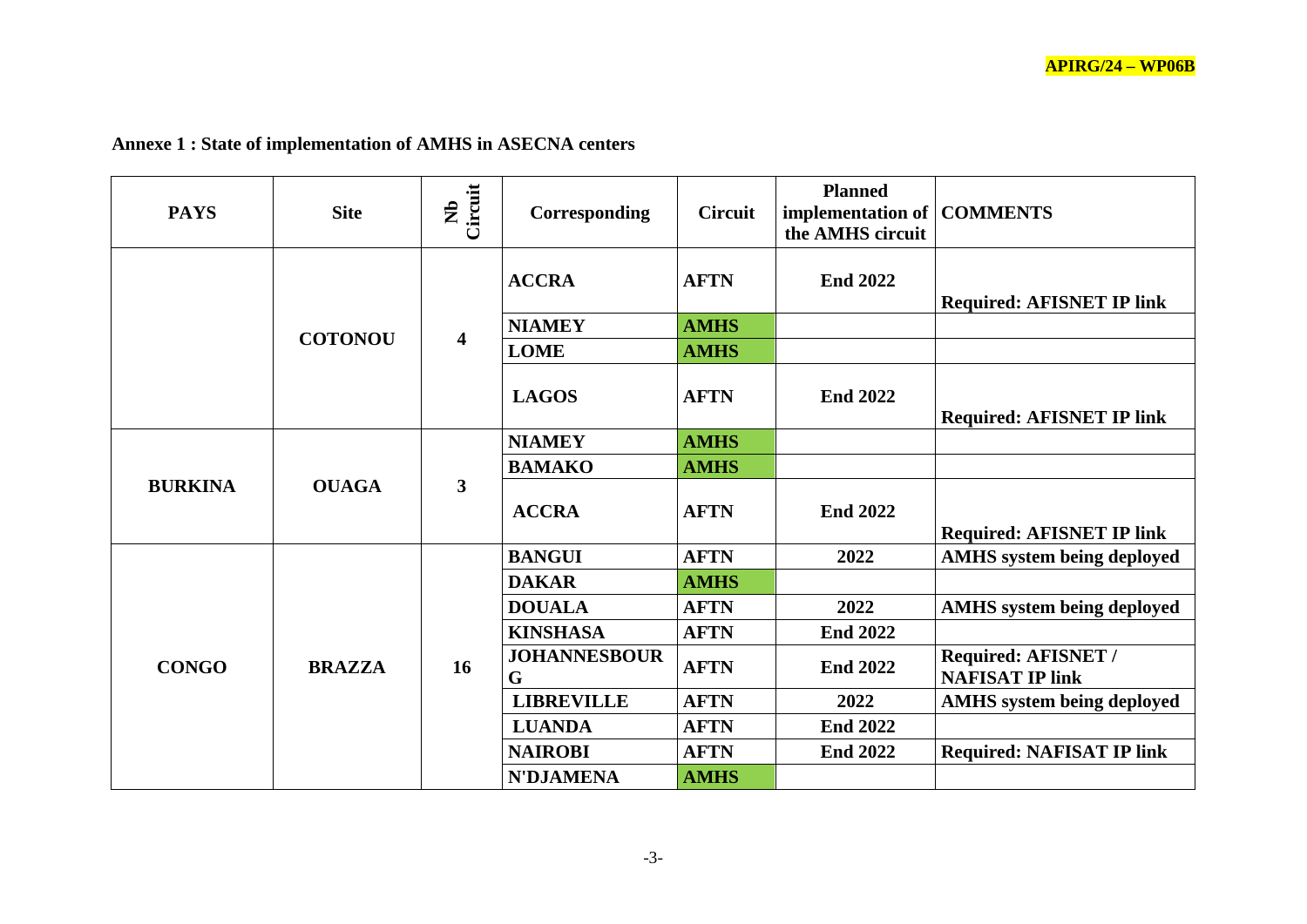## Annexe 1 : State of implementation of AMHS in ASECNA centers

| PAYS | Site | Nb Circuit | Corresponding | Circuit | Planned implementation of the AMHS circuit | COMMENTS |
|---|---|---|---|---|---|---|
| | COTONOU | 4 | ACCRA | AFTN | End 2022 | Required: AFISNET IP link |
| | | | NIAMEY | AMHS | | |
| | | | LOME | AMHS | | |
| | | | LAGOS | AFTN | End 2022 | Required: AFISNET IP link |
| BURKINA | OUAGA | 3 | NIAMEY | AMHS | | |
| | | | BAMAKO | AMHS | | |
| | | | ACCRA | AFTN | End 2022 | Required: AFISNET IP link |
| CONGO | BRAZZA | 16 | BANGUI | AFTN | 2022 | AMHS system being deployed |
| | | | DAKAR | AMHS | | |
| | | | DOUALA | AFTN | 2022 | AMHS system being deployed |
| | | | KINSHASA | AFTN | End 2022 | |
| | | | JOHANNESBOURG | AFTN | End 2022 | Required: AFISNET / NAFISAT IP link |
| | | | LIBREVILLE | AFTN | 2022 | AMHS system being deployed |
| | | | LUANDA | AFTN | End 2022 | |
| | | | NAIROBI | AFTN | End 2022 | Required: NAFISAT IP link |
| | | | N'DJAMENA | AMHS | | |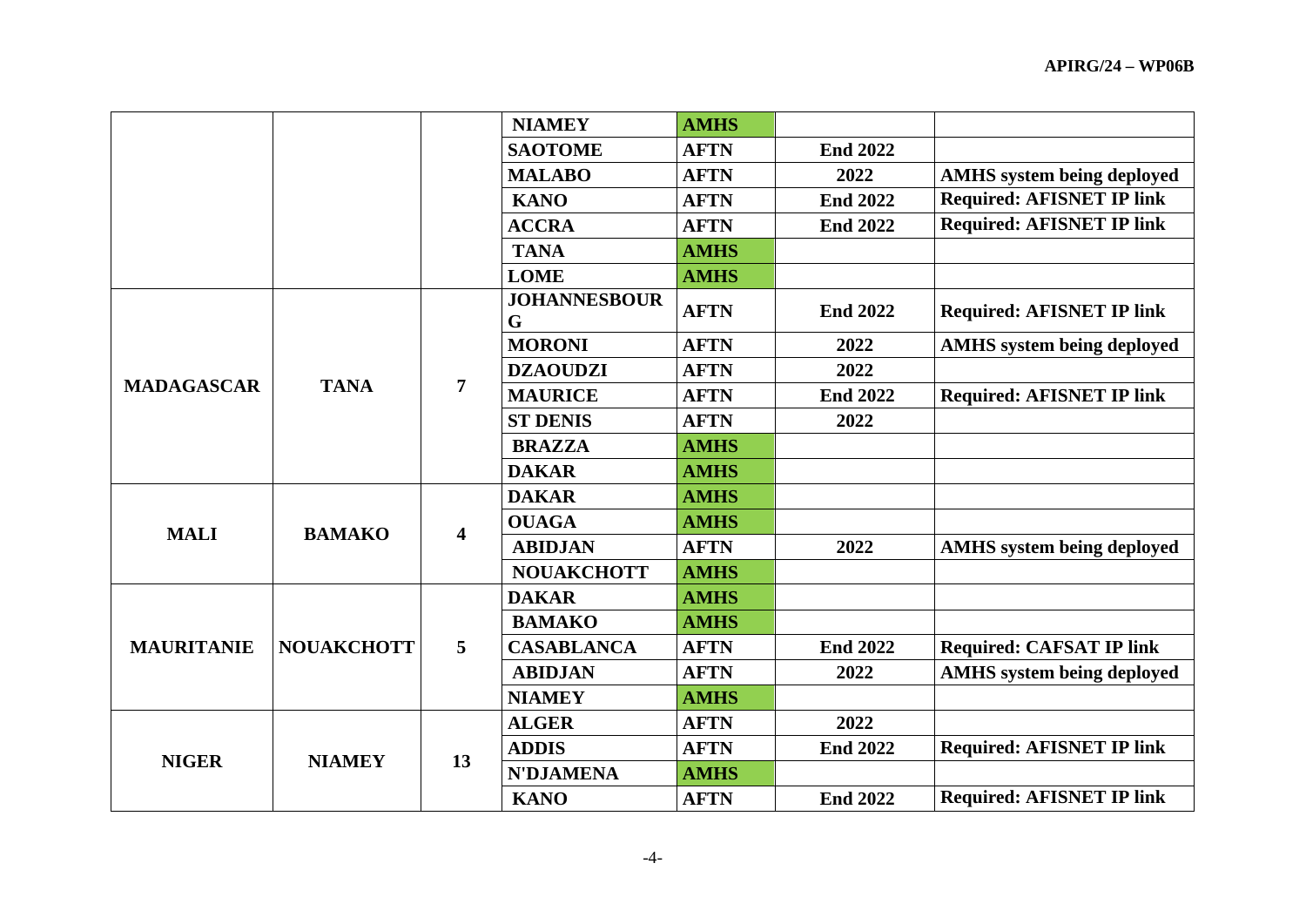| | | | NIAMEY | AMHS | | |
|---|---|---|---|---|---|---|
| | | | SAOTOME | AFTN | End 2022 | |
| | | | MALABO | AFTN | 2022 | AMHS system being deployed |
| | | | KANO | AFTN | End 2022 | Required: AFISNET IP link |
| | | | ACCRA | AFTN | End 2022 | Required: AFISNET IP link |
| | | | TANA | AMHS | | |
| | | | LOME | AMHS | | |
| MADAGASCAR | TANA | 7 | JOHANNESBOURG | AFTN | End 2022 | Required: AFISNET IP link |
| | | | MORONI | AFTN | 2022 | AMHS system being deployed |
| | | | DZAOUDZI | AFTN | 2022 | |
| | | | MAURICE | AFTN | End 2022 | Required: AFISNET IP link |
| | | | ST DENIS | AFTN | 2022 | |
| | | | BRAZZA | AMHS | | |
| | | | DAKAR | AMHS | | |
| MALI | BAMAKO | 4 | DAKAR | AMHS | | |
| | | | OUAGA | AMHS | | |
| | | | ABIDJAN | AFTN | 2022 | AMHS system being deployed |
| | | | NOUAKCHOTT | AMHS | | |
| MAURITANIE | NOUAKCHOTT | 5 | DAKAR | AMHS | | |
| | | | BAMAKO | AMHS | | |
| | | | CASABLANCA | AFTN | End 2022 | Required: CAFSAT IP link |
| | | | ABIDJAN | AFTN | 2022 | AMHS system being deployed |
| | | | NIAMEY | AMHS | | |
| NIGER | NIAMEY | 13 | ALGER | AFTN | 2022 | |
| | | | ADDIS | AFTN | End 2022 | Required: AFISNET IP link |
| | | | N'DJAMENA | AMHS | | |
| | | | KANO | AFTN | End 2022 | Required: AFISNET IP link |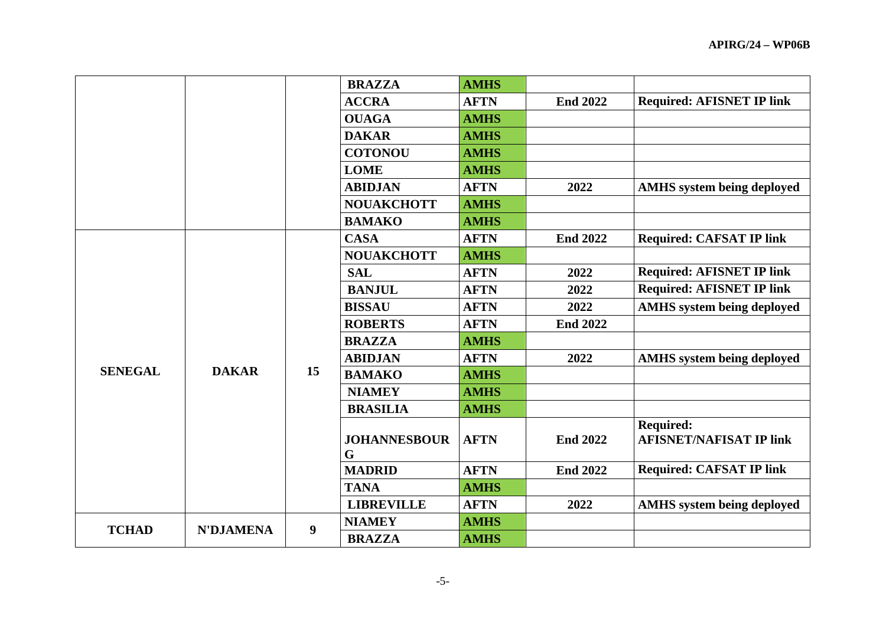| | | | | | | |
|---|---|---|---|---|---|---|
| | | | **BRAZZA** | **AMHS** | | |
| | | | **ACCRA** | **AFTN** | **End 2022** | **Required: AFISNET IP link** |
| | | | **OUAGA** | **AMHS** | | |
| | | | **DAKAR** | **AMHS** | | |
| | | | **COTONOU** | **AMHS** | | |
| | | | **LOME** | **AMHS** | | |
| | | | **ABIDJAN** | **AFTN** | **2022** | **AMHS system being deployed** |
| | | | **NOUAKCHOTT** | **AMHS** | | |
| | | | **BAMAKO** | **AMHS** | | |
| **SENEGAL** | **DAKAR** | **15** | **CASA** | **AFTN** | **End 2022** | **Required: CAFSAT IP link** |
| | | | **NOUAKCHOTT** | **AMHS** | | |
| | | | **SAL** | **AFTN** | **2022** | **Required: AFISNET IP link** |
| | | | **BANJUL** | **AFTN** | **2022** | **Required: AFISNET IP link** |
| | | | **BISSAU** | **AFTN** | **2022** | **AMHS system being deployed** |
| | | | **ROBERTS** | **AFTN** | **End 2022** | |
| | | | **BRAZZA** | **AMHS** | | |
| | | | **ABIDJAN** | **AFTN** | **2022** | **AMHS system being deployed** |
| | | | **BAMAKO** | **AMHS** | | |
| | | | **NIAMEY** | **AMHS** | | |
| | | | **BRASILIA** | **AMHS** | | |
| | | | **JOHANNESBOURG** | **AFTN** | **End 2022** | **Required: AFISNET/NAFISAT IP link** |
| | | | **MADRID** | **AFTN** | **End 2022** | **Required: CAFSAT IP link** |
| | | | **TANA** | **AMHS** | | |
| | | | **LIBREVILLE** | **AFTN** | **2022** | **AMHS system being deployed** |
| **TCHAD** | **N'DJAMENA** | **9** | **NIAMEY** | **AMHS** | | |
| | | | **BRAZZA** | **AMHS** | | |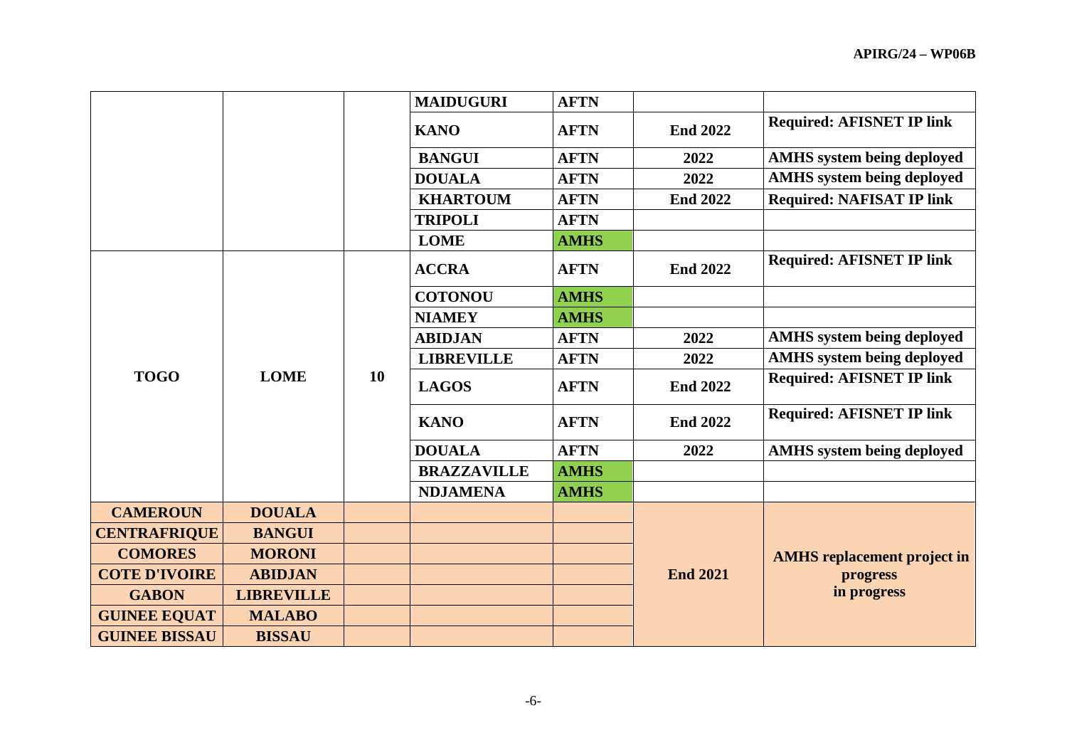| | | | MAIDUGURI | AFTN | | |
|---|---|---|---|---|---|---|
| | | | KANO | AFTN | End 2022 | Required: AFISNET IP link |
| | | | BANGUI | AFTN | 2022 | AMHS system being deployed |
| | | | DOUALA | AFTN | 2022 | AMHS system being deployed |
| | | | KHARTOUM | AFTN | End 2022 | Required: NAFISAT IP link |
| | | | TRIPOLI | AFTN | | |
| | | | LOME | AMHS | | |
| TOGO | LOME | 10 | ACCRA | AFTN | End 2022 | Required: AFISNET IP link |
| | | | COTONOU | AMHS | | |
| | | | NIAMEY | AMHS | | |
| | | | ABIDJAN | AFTN | 2022 | AMHS system being deployed |
| | | | LIBREVILLE | AFTN | 2022 | AMHS system being deployed |
| | | | LAGOS | AFTN | End 2022 | Required: AFISNET IP link |
| | | | KANO | AFTN | End 2022 | Required: AFISNET IP link |
| | | | DOUALA | AFTN | 2022 | AMHS system being deployed |
| | | | BRAZZAVILLE | AMHS | | |
| | | | NDJAMENA | AMHS | | |
| CAMEROUN | DOUALA | | | | End 2021 | AMHS replacement project in progress in progress |
| CENTRAFRIQUE | BANGUI | | | | | |
| COMORES | MORONI | | | | | |
| COTE D'IVOIRE | ABIDJAN | | | | | |
| GABON | LIBREVILLE | | | | | |
| GUINEE EQUAT | MALABO | | | | | |
| GUINEE BISSAU | BISSAU | | | | | |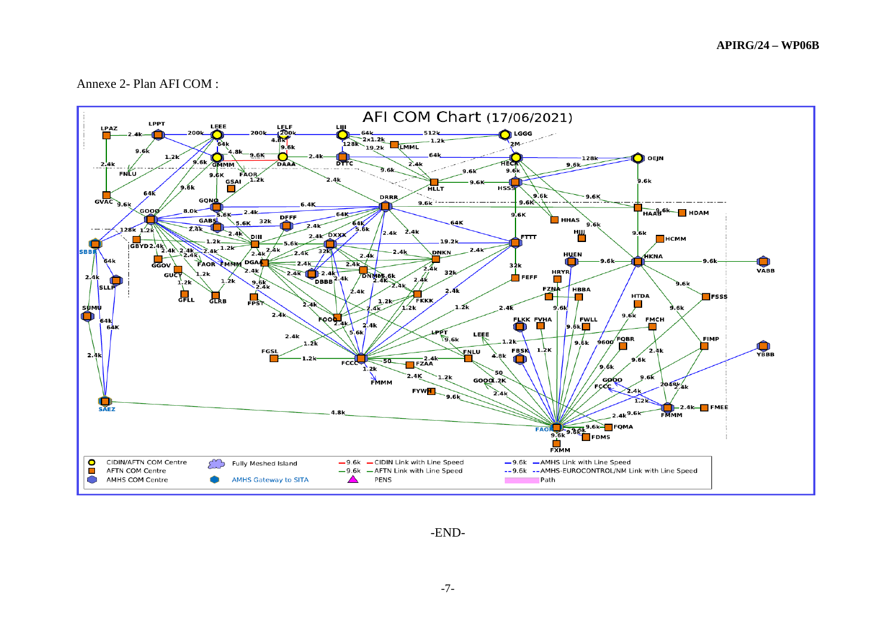Annexe 2- Plan AFI COM :

AFI COM Chart (17/06/2021)

LPAZ
LPPT
LEEE
LFLF
LIII
LGGG
LMML
DAAA
DTTC
GMMM
FNLU
GVAC
GSAI
FAOR
HECA
OEJN
HLLT
HSSS
DRRR
GQNO
GOOO
GABS
DFFF
HAAB
HDAM
HHAS
HJJJ
HCMM
DIII
DXXX
FTTT
GBYD
SBBR
GGOV
FMMM
DGAA
DNKN
HUEN
HKNA
VABB
GUCY
DBBB
DNMM
FEFF
HRYR
SLLP
GFLL
GLRB
FPST
FKKK
FZNA
HBBA
HTDA
FSSS
SUMU
FOOO
FLKK
FVHA
FWLL
FMCH
LPPT
LEEE
FNLU
FBSK
FQBR
FIMP
YBBB
FGSL
FCCC
FZAA
GOOO
FCCC
FMMM
FYWH
SAEZ
FAOR
FMEE
FQMA
FDMS
FXMM

CIDIN/AFTN COM Centre
AFTN COM Centre
AMHS COM Centre
Fully Meshed Island
AMHS Gateway to SITA
9.6k CIDIN Link with Line Speed
9.6k AFTN Link with Line Speed
PENS
9.6k AMHS Link with Line Speed
9.6k AMHS-EUROCONTROL/NM Link with Line Speed
Path

-END-